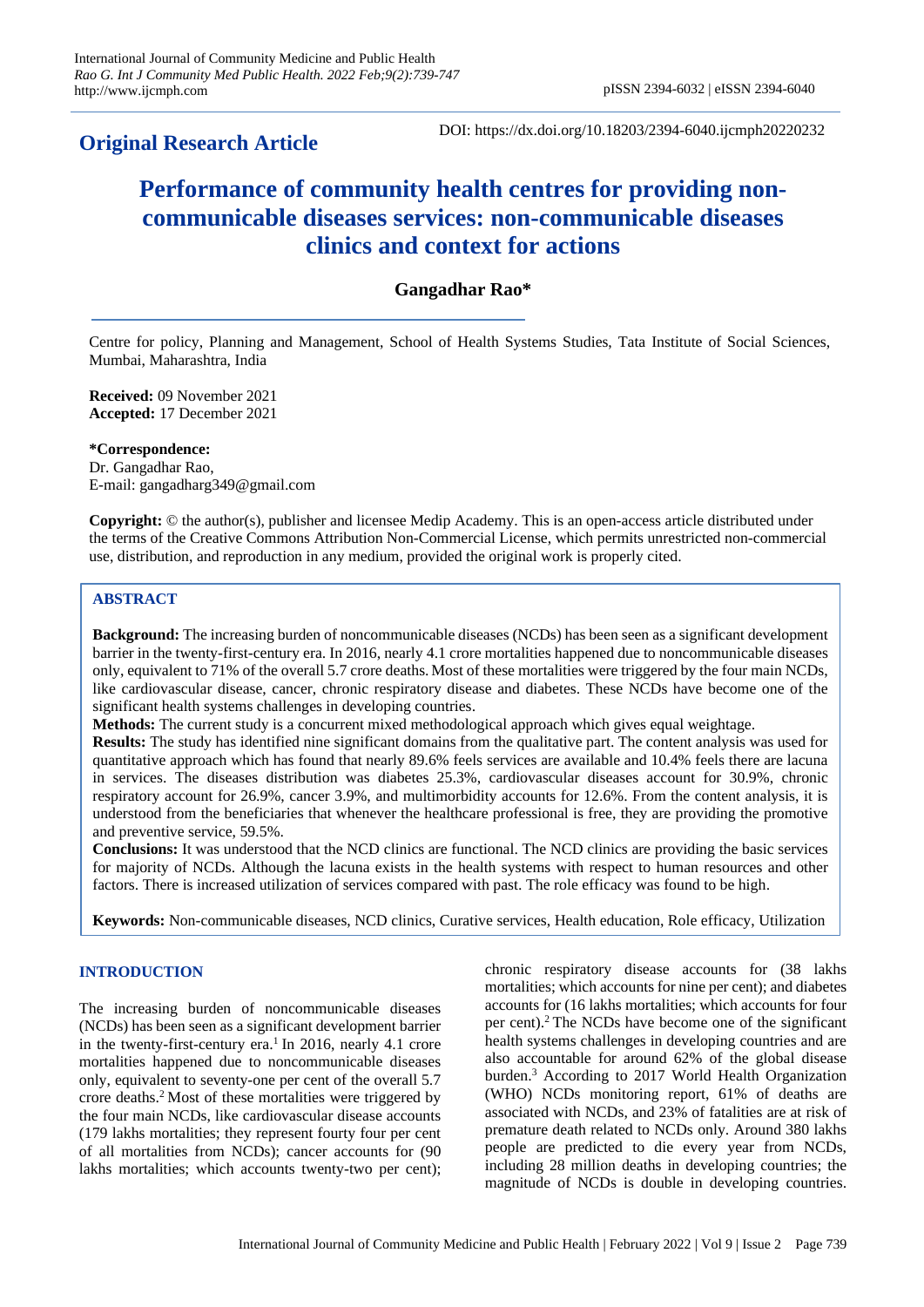**Original Research Article**

DOI: https://dx.doi.org/10.18203/2394-6040.ijcmph20220232

# Performance of community health centres for providing non-communicable diseases services: non-communicable diseases clinics and context for actions

**Gangadhar Rao***

Centre for policy, Planning and Management, School of Health Systems Studies, Tata Institute of Social Sciences, Mumbai, Maharashtra, India

**Received:** 09 November 2021
**Accepted:** 17 December 2021

**\*Correspondence:**
Dr. Gangadhar Rao,
E-mail: gangadharg349@gmail.com

**Copyright:** © the author(s), publisher and licensee Medip Academy. This is an open-access article distributed under the terms of the Creative Commons Attribution Non-Commercial License, which permits unrestricted non-commercial use, distribution, and reproduction in any medium, provided the original work is properly cited.

## ABSTRACT

**Background:** The increasing burden of noncommunicable diseases (NCDs) has been seen as a significant development barrier in the twenty-first-century era. In 2016, nearly 4.1 crore mortalities happened due to noncommunicable diseases only, equivalent to 71% of the overall 5.7 crore deaths. Most of these mortalities were triggered by the four main NCDs, like cardiovascular disease, cancer, chronic respiratory disease and diabetes. These NCDs have become one of the significant health systems challenges in developing countries.

**Methods:** The current study is a concurrent mixed methodological approach which gives equal weightage.

**Results:** The study has identified nine significant domains from the qualitative part. The content analysis was used for quantitative approach which has found that nearly 89.6% feels services are available and 10.4% feels there are lacuna in services. The diseases distribution was diabetes 25.3%, cardiovascular diseases account for 30.9%, chronic respiratory account for 26.9%, cancer 3.9%, and multimorbidity accounts for 12.6%. From the content analysis, it is understood from the beneficiaries that whenever the healthcare professional is free, they are providing the promotive and preventive service, 59.5%.

**Conclusions:** It was understood that the NCD clinics are functional. The NCD clinics are providing the basic services for majority of NCDs. Although the lacuna exists in the health systems with respect to human resources and other factors. There is increased utilization of services compared with past. The role efficacy was found to be high.

**Keywords:** Non-communicable diseases, NCD clinics, Curative services, Health education, Role efficacy, Utilization

## INTRODUCTION

The increasing burden of noncommunicable diseases (NCDs) has been seen as a significant development barrier in the twenty-first-century era.[1] In 2016, nearly 4.1 crore mortalities happened due to noncommunicable diseases only, equivalent to seventy-one per cent of the overall 5.7 crore deaths.[2] Most of these mortalities were triggered by the four main NCDs, like cardiovascular disease accounts (179 lakhs mortalities; they represent fourty four per cent of all mortalities from NCDs); cancer accounts for (90 lakhs mortalities; which accounts twenty-two per cent); chronic respiratory disease accounts for (38 lakhs mortalities; which accounts for nine per cent); and diabetes accounts for (16 lakhs mortalities; which accounts for four per cent).[2] The NCDs have become one of the significant health systems challenges in developing countries and are also accountable for around 62% of the global disease burden.[3] According to 2017 World Health Organization (WHO) NCDs monitoring report, 61% of deaths are associated with NCDs, and 23% of fatalities are at risk of premature death related to NCDs only. Around 380 lakhs people are predicted to die every year from NCDs, including 28 million deaths in developing countries; the magnitude of NCDs is double in developing countries.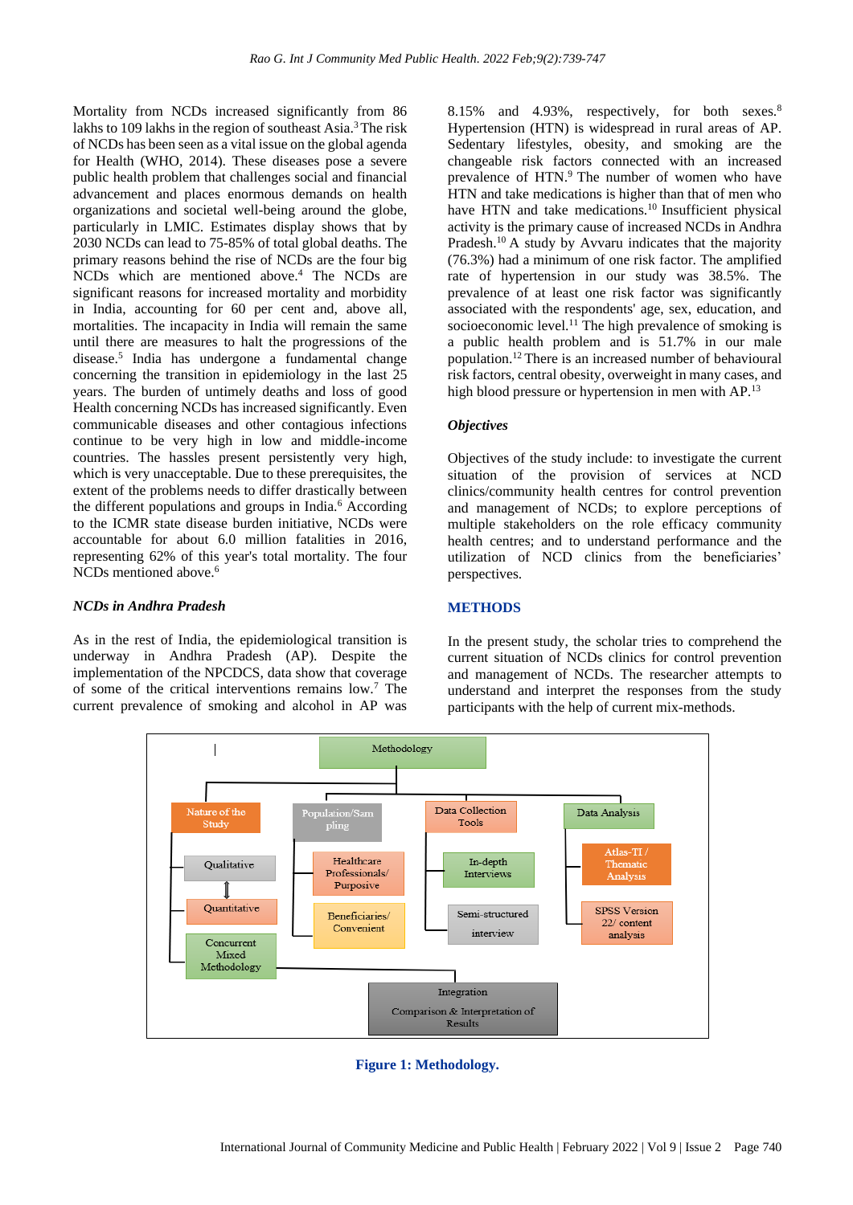Mortality from NCDs increased significantly from 86 lakhs to 109 lakhs in the region of southeast Asia.[3] The risk of NCDs has been seen as a vital issue on the global agenda for Health (WHO, 2014). These diseases pose a severe public health problem that challenges social and financial advancement and places enormous demands on health organizations and societal well-being around the globe, particularly in LMIC. Estimates display shows that by 2030 NCDs can lead to 75-85% of total global deaths. The primary reasons behind the rise of NCDs are the four big NCDs which are mentioned above.[4] The NCDs are significant reasons for increased mortality and morbidity in India, accounting for 60 per cent and, above all, mortalities. The incapacity in India will remain the same until there are measures to halt the progressions of the disease.[5] India has undergone a fundamental change concerning the transition in epidemiology in the last 25 years. The burden of untimely deaths and loss of good Health concerning NCDs has increased significantly. Even communicable diseases and other contagious infections continue to be very high in low and middle-income countries. The hassles present persistently very high, which is very unacceptable. Due to these prerequisites, the extent of the problems needs to differ drastically between the different populations and groups in India.[6] According to the ICMR state disease burden initiative, NCDs were accountable for about 6.0 million fatalities in 2016, representing 62% of this year's total mortality. The four NCDs mentioned above.[6]

### NCDs in Andhra Pradesh

As in the rest of India, the epidemiological transition is underway in Andhra Pradesh (AP). Despite the implementation of the NPCDCS, data show that coverage of some of the critical interventions remains low.[7] The current prevalence of smoking and alcohol in AP was 8.15% and 4.93%, respectively, for both sexes.[8] Hypertension (HTN) is widespread in rural areas of AP. Sedentary lifestyles, obesity, and smoking are the changeable risk factors connected with an increased prevalence of HTN.[9] The number of women who have HTN and take medications is higher than that of men who have HTN and take medications.[10] Insufficient physical activity is the primary cause of increased NCDs in Andhra Pradesh.[10] A study by Avvaru indicates that the majority (76.3%) had a minimum of one risk factor. The amplified rate of hypertension in our study was 38.5%. The prevalence of at least one risk factor was significantly associated with the respondents' age, sex, education, and socioeconomic level.[11] The high prevalence of smoking is a public health problem and is 51.7% in our male population.[12] There is an increased number of behavioural risk factors, central obesity, overweight in many cases, and high blood pressure or hypertension in men with AP.[13]

### Objectives

Objectives of the study include: to investigate the current situation of the provision of services at NCD clinics/community health centres for control prevention and management of NCDs; to explore perceptions of multiple stakeholders on the role efficacy community health centres; and to understand performance and the utilization of NCD clinics from the beneficiaries' perspectives.

## METHODS

In the present study, the scholar tries to comprehend the current situation of NCDs clinics for control prevention and management of NCDs. The researcher attempts to understand and interpret the responses from the study participants with the help of current mix-methods.

**Figure 1: Methodology.**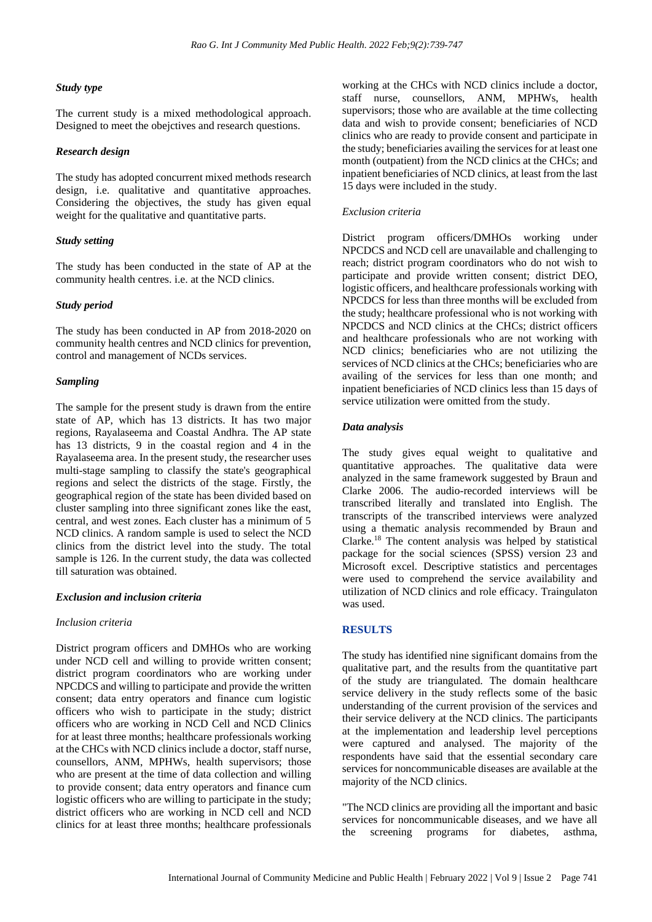### *Study type*

The current study is a mixed methodological approach. Designed to meet the obejctives and research questions.

### *Research design*

The study has adopted concurrent mixed methods research design, i.e. qualitative and quantitative approaches. Considering the objectives, the study has given equal weight for the qualitative and quantitative parts.

### *Study setting*

The study has been conducted in the state of AP at the community health centres. i.e. at the NCD clinics.

### *Study period*

The study has been conducted in AP from 2018-2020 on community health centres and NCD clinics for prevention, control and management of NCDs services.

### *Sampling*

The sample for the present study is drawn from the entire state of AP, which has 13 districts. It has two major regions, Rayalaseema and Coastal Andhra. The AP state has 13 districts, 9 in the coastal region and 4 in the Rayalaseema area. In the present study, the researcher uses multi-stage sampling to classify the state's geographical regions and select the districts of the stage. Firstly, the geographical region of the state has been divided based on cluster sampling into three significant zones like the east, central, and west zones. Each cluster has a minimum of 5 NCD clinics. A random sample is used to select the NCD clinics from the district level into the study. The total sample is 126. In the current study, the data was collected till saturation was obtained.

### *Exclusion and inclusion criteria*

*Inclusion criteria*

District program officers and DMHOs who are working under NCD cell and willing to provide written consent; district program coordinators who are working under NPCDCS and willing to participate and provide the written consent; data entry operators and finance cum logistic officers who wish to participate in the study; district officers who are working in NCD Cell and NCD Clinics for at least three months; healthcare professionals working at the CHCs with NCD clinics include a doctor, staff nurse, counsellors, ANM, MPHWs, health supervisors; those who are present at the time of data collection and willing to provide consent; data entry operators and finance cum logistic officers who are willing to participate in the study; district officers who are working in NCD cell and NCD clinics for at least three months; healthcare professionals working at the CHCs with NCD clinics include a doctor, staff nurse, counsellors, ANM, MPHWs, health supervisors; those who are available at the time collecting data and wish to provide consent; beneficiaries of NCD clinics who are ready to provide consent and participate in the study; beneficiaries availing the services for at least one month (outpatient) from the NCD clinics at the CHCs; and inpatient beneficiaries of NCD clinics, at least from the last 15 days were included in the study.

*Exclusion criteria*

District program officers/DMHOs working under NPCDCS and NCD cell are unavailable and challenging to reach; district program coordinators who do not wish to participate and provide written consent; district DEO, logistic officers, and healthcare professionals working with NPCDCS for less than three months will be excluded from the study; healthcare professional who is not working with NPCDCS and NCD clinics at the CHCs; district officers and healthcare professionals who are not working with NCD clinics; beneficiaries who are not utilizing the services of NCD clinics at the CHCs; beneficiaries who are availing of the services for less than one month; and inpatient beneficiaries of NCD clinics less than 15 days of service utilization were omitted from the study.

### *Data analysis*

The study gives equal weight to qualitative and quantitative approaches. The qualitative data were analyzed in the same framework suggested by Braun and Clarke 2006. The audio-recorded interviews will be transcribed literally and translated into English. The transcripts of the transcribed interviews were analyzed using a thematic analysis recommended by Braun and Clarke.[18] The content analysis was helped by statistical package for the social sciences (SPSS) version 23 and Microsoft excel. Descriptive statistics and percentages were used to comprehend the service availability and utilization of NCD clinics and role efficacy. Traingulaton was used.

## RESULTS

The study has identified nine significant domains from the qualitative part, and the results from the quantitative part of the study are triangulated. The domain healthcare service delivery in the study reflects some of the basic understanding of the current provision of the services and their service delivery at the NCD clinics. The participants at the implementation and leadership level perceptions were captured and analysed. The majority of the respondents have said that the essential secondary care services for noncommunicable diseases are available at the majority of the NCD clinics.

"The NCD clinics are providing all the important and basic services for noncommunicable diseases, and we have all the screening programs for diabetes, asthma,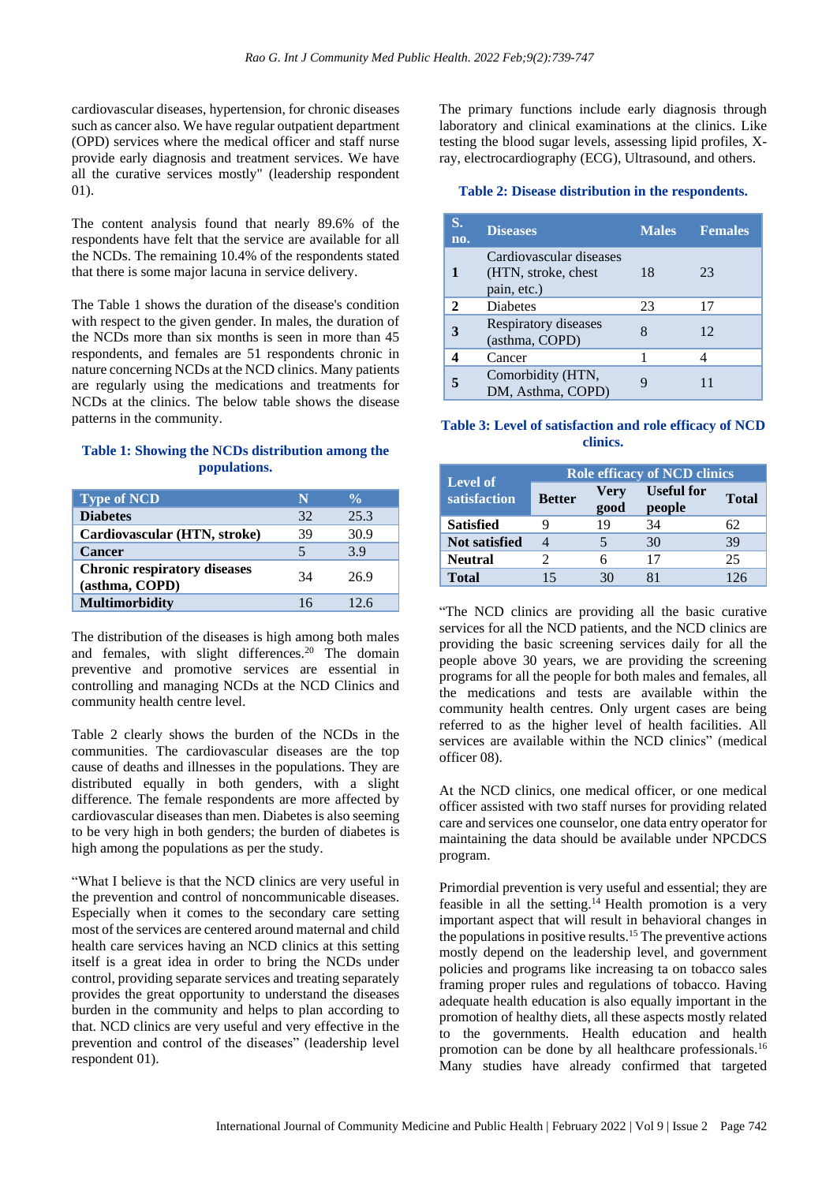cardiovascular diseases, hypertension, for chronic diseases such as cancer also. We have regular outpatient department (OPD) services where the medical officer and staff nurse provide early diagnosis and treatment services. We have all the curative services mostly" (leadership respondent 01).

The content analysis found that nearly 89.6% of the respondents have felt that the service are available for all the NCDs. The remaining 10.4% of the respondents stated that there is some major lacuna in service delivery.

The Table 1 shows the duration of the disease's condition with respect to the given gender. In males, the duration of the NCDs more than six months is seen in more than 45 respondents, and females are 51 respondents chronic in nature concerning NCDs at the NCD clinics. Many patients are regularly using the medications and treatments for NCDs at the clinics. The below table shows the disease patterns in the community.

**Table 1: Showing the NCDs distribution among the populations.**

| Type of NCD | N | % |
|---|---|---|
| **Diabetes** | 32 | 25.3 |
| **Cardiovascular (HTN, stroke)** | 39 | 30.9 |
| **Cancer** | 5 | 3.9 |
| **Chronic respiratory diseases (asthma, COPD)** | 34 | 26.9 |
| **Multimorbidity** | 16 | 12.6 |

The distribution of the diseases is high among both males and females, with slight differences.[20] The domain preventive and promotive services are essential in controlling and managing NCDs at the NCD Clinics and community health centre level.

Table 2 clearly shows the burden of the NCDs in the communities. The cardiovascular diseases are the top cause of deaths and illnesses in the populations. They are distributed equally in both genders, with a slight difference. The female respondents are more affected by cardiovascular diseases than men. Diabetes is also seeming to be very high in both genders; the burden of diabetes is high among the populations as per the study.

"What I believe is that the NCD clinics are very useful in the prevention and control of noncommunicable diseases. Especially when it comes to the secondary care setting most of the services are centered around maternal and child health care services having an NCD clinics at this setting itself is a great idea in order to bring the NCDs under control, providing separate services and treating separately provides the great opportunity to understand the diseases burden in the community and helps to plan according to that. NCD clinics are very useful and very effective in the prevention and control of the diseases" (leadership level respondent 01).

The primary functions include early diagnosis through laboratory and clinical examinations at the clinics. Like testing the blood sugar levels, assessing lipid profiles, X-ray, electrocardiography (ECG), Ultrasound, and others.

**Table 2: Disease distribution in the respondents.**

| S. no. | Diseases | Males | Females |
|---|---|---|---|
| **1** | Cardiovascular diseases (HTN, stroke, chest pain, etc.) | 18 | 23 |
| **2** | Diabetes | 23 | 17 |
| **3** | Respiratory diseases (asthma, COPD) | 8 | 12 |
| **4** | Cancer | 1 | 4 |
| **5** | Comorbidity (HTN, DM, Asthma, COPD) | 9 | 11 |

**Table 3: Level of satisfaction and role efficacy of NCD clinics.**

| Level of satisfaction | Role efficacy of NCD clinics | | | |
|---|---|---|---|---|
| | Better | Very good | Useful for people | Total |
| **Satisfied** | 9 | 19 | 34 | 62 |
| **Not satisfied** | 4 | 5 | 30 | 39 |
| **Neutral** | 2 | 6 | 17 | 25 |
| **Total** | 15 | 30 | 81 | 126 |

"The NCD clinics are providing all the basic curative services for all the NCD patients, and the NCD clinics are providing the basic screening services daily for all the people above 30 years, we are providing the screening programs for all the people for both males and females, all the medications and tests are available within the community health centres. Only urgent cases are being referred to as the higher level of health facilities. All services are available within the NCD clinics" (medical officer 08).

At the NCD clinics, one medical officer, or one medical officer assisted with two staff nurses for providing related care and services one counselor, one data entry operator for maintaining the data should be available under NPCDCS program.

Primordial prevention is very useful and essential; they are feasible in all the setting.[14] Health promotion is a very important aspect that will result in behavioral changes in the populations in positive results.[15] The preventive actions mostly depend on the leadership level, and government policies and programs like increasing ta on tobacco sales framing proper rules and regulations of tobacco. Having adequate health education is also equally important in the promotion of healthy diets, all these aspects mostly related to the governments. Health education and health promotion can be done by all healthcare professionals.[16] Many studies have already confirmed that targeted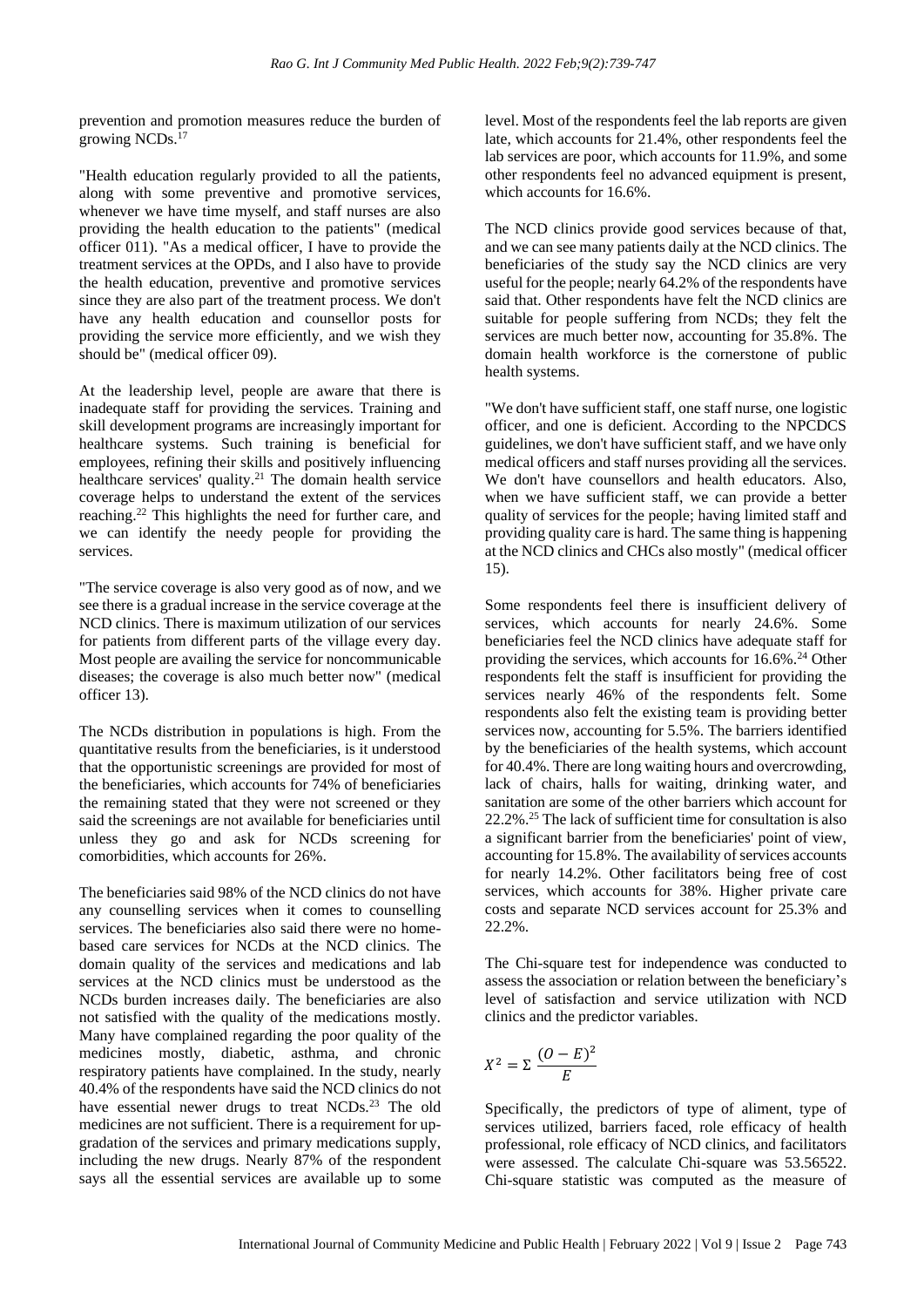prevention and promotion measures reduce the burden of growing NCDs.[17]

"Health education regularly provided to all the patients, along with some preventive and promotive services, whenever we have time myself, and staff nurses are also providing the health education to the patients" (medical officer 011). "As a medical officer, I have to provide the treatment services at the OPDs, and I also have to provide the health education, preventive and promotive services since they are also part of the treatment process. We don't have any health education and counsellor posts for providing the service more efficiently, and we wish they should be" (medical officer 09).

At the leadership level, people are aware that there is inadequate staff for providing the services. Training and skill development programs are increasingly important for healthcare systems. Such training is beneficial for employees, refining their skills and positively influencing healthcare services' quality.[21] The domain health service coverage helps to understand the extent of the services reaching.[22] This highlights the need for further care, and we can identify the needy people for providing the services.

"The service coverage is also very good as of now, and we see there is a gradual increase in the service coverage at the NCD clinics. There is maximum utilization of our services for patients from different parts of the village every day. Most people are availing the service for noncommunicable diseases; the coverage is also much better now" (medical officer 13).

The NCDs distribution in populations is high. From the quantitative results from the beneficiaries, is it understood that the opportunistic screenings are provided for most of the beneficiaries, which accounts for 74% of beneficiaries the remaining stated that they were not screened or they said the screenings are not available for beneficiaries until unless they go and ask for NCDs screening for comorbidities, which accounts for 26%.

The beneficiaries said 98% of the NCD clinics do not have any counselling services when it comes to counselling services. The beneficiaries also said there were no home-based care services for NCDs at the NCD clinics. The domain quality of the services and medications and lab services at the NCD clinics must be understood as the NCDs burden increases daily. The beneficiaries are also not satisfied with the quality of the medications mostly. Many have complained regarding the poor quality of the medicines mostly, diabetic, asthma, and chronic respiratory patients have complained. In the study, nearly 40.4% of the respondents have said the NCD clinics do not have essential newer drugs to treat NCDs.[23] The old medicines are not sufficient. There is a requirement for up-gradation of the services and primary medications supply, including the new drugs. Nearly 87% of the respondent says all the essential services are available up to some level. Most of the respondents feel the lab reports are given late, which accounts for 21.4%, other respondents feel the lab services are poor, which accounts for 11.9%, and some other respondents feel no advanced equipment is present, which accounts for 16.6%.

The NCD clinics provide good services because of that, and we can see many patients daily at the NCD clinics. The beneficiaries of the study say the NCD clinics are very useful for the people; nearly 64.2% of the respondents have said that. Other respondents have felt the NCD clinics are suitable for people suffering from NCDs; they felt the services are much better now, accounting for 35.8%. The domain health workforce is the cornerstone of public health systems.

"We don't have sufficient staff, one staff nurse, one logistic officer, and one is deficient. According to the NPCDCS guidelines, we don't have sufficient staff, and we have only medical officers and staff nurses providing all the services. We don't have counsellors and health educators. Also, when we have sufficient staff, we can provide a better quality of services for the people; having limited staff and providing quality care is hard. The same thing is happening at the NCD clinics and CHCs also mostly" (medical officer 15).

Some respondents feel there is insufficient delivery of services, which accounts for nearly 24.6%. Some beneficiaries feel the NCD clinics have adequate staff for providing the services, which accounts for 16.6%.[24] Other respondents felt the staff is insufficient for providing the services nearly 46% of the respondents felt. Some respondents also felt the existing team is providing better services now, accounting for 5.5%. The barriers identified by the beneficiaries of the health systems, which account for 40.4%. There are long waiting hours and overcrowding, lack of chairs, halls for waiting, drinking water, and sanitation are some of the other barriers which account for 22.2%.[25] The lack of sufficient time for consultation is also a significant barrier from the beneficiaries' point of view, accounting for 15.8%. The availability of services accounts for nearly 14.2%. Other facilitators being free of cost services, which accounts for 38%. Higher private care costs and separate NCD services account for 25.3% and 22.2%.

The Chi-square test for independence was conducted to assess the association or relation between the beneficiary's level of satisfaction and service utilization with NCD clinics and the predictor variables.

$$X^2 = \Sigma \frac{(O-E)^2}{E}$$

Specifically, the predictors of type of aliment, type of services utilized, barriers faced, role efficacy of health professional, role efficacy of NCD clinics, and facilitators were assessed. The calculate Chi-square was 53.56522. Chi-square statistic was computed as the measure of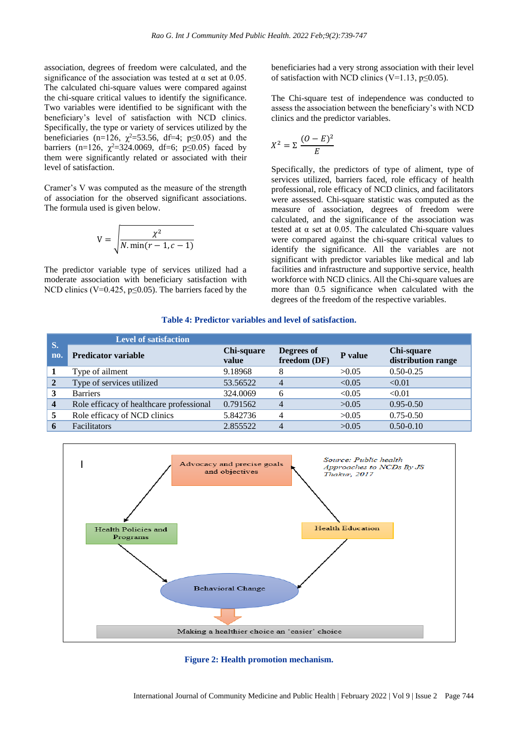association, degrees of freedom were calculated, and the significance of the association was tested at α set at 0.05. The calculated chi-square values were compared against the chi-square critical values to identify the significance. Two variables were identified to be significant with the beneficiary's level of satisfaction with NCD clinics. Specifically, the type or variety of services utilized by the beneficiaries (n=126, $\chi^2$=53.56, df=4; p≤0.05) and the barriers (n=126, $\chi^2$=324.0069, df=6; p≤0.05) faced by them were significantly related or associated with their level of satisfaction.

Cramer's V was computed as the measure of the strength of association for the observed significant associations. The formula used is given below.

$$V = \sqrt{\frac{\chi^2}{N.\min(r-1, c-1)}}$$

The predictor variable type of services utilized had a moderate association with beneficiary satisfaction with NCD clinics (V=0.425, p≤0.05). The barriers faced by the beneficiaries had a very strong association with their level of satisfaction with NCD clinics (V=1.13, p≤0.05).

The Chi-square test of independence was conducted to assess the association between the beneficiary's with NCD clinics and the predictor variables.

$$X^2 = \Sigma\,\frac{(O-E)^2}{E}$$

Specifically, the predictors of type of aliment, type of services utilized, barriers faced, role efficacy of health professional, role efficacy of NCD clinics, and facilitators were assessed. Chi-square statistic was computed as the measure of association, degrees of freedom were calculated, and the significance of the association was tested at α set at 0.05. The calculated Chi-square values were compared against the chi-square critical values to identify the significance. All the variables are not significant with predictor variables like medical and lab facilities and infrastructure and supportive service, health workforce with NCD clinics. All the Chi-square values are more than 0.5 significance when calculated with the degrees of the freedom of the respective variables.

**Table 4: Predictor variables and level of satisfaction.**

| S. no. | Level of satisfaction | | | | |
|---|---|---|---|---|---|
| | **Predicator variable** | **Chi-square value** | **Degrees of freedom (DF)** | **P value** | **Chi-square distribution range** |
| 1 | Type of ailment | 9.18968 | 8 | >0.05 | 0.50-0.25 |
| 2 | Type of services utilized | 53.56522 | 4 | <0.05 | <0.01 |
| 3 | Barriers | 324.0069 | 6 | <0.05 | <0.01 |
| 4 | Role efficacy of healthcare professional | 0.791562 | 4 | >0.05 | 0.95-0.50 |
| 5 | Role efficacy of NCD clinics | 5.842736 | 4 | >0.05 | 0.75-0.50 |
| 6 | Facilitators | 2.855522 | 4 | >0.05 | 0.50-0.10 |

**Figure 2: Health promotion mechanism.**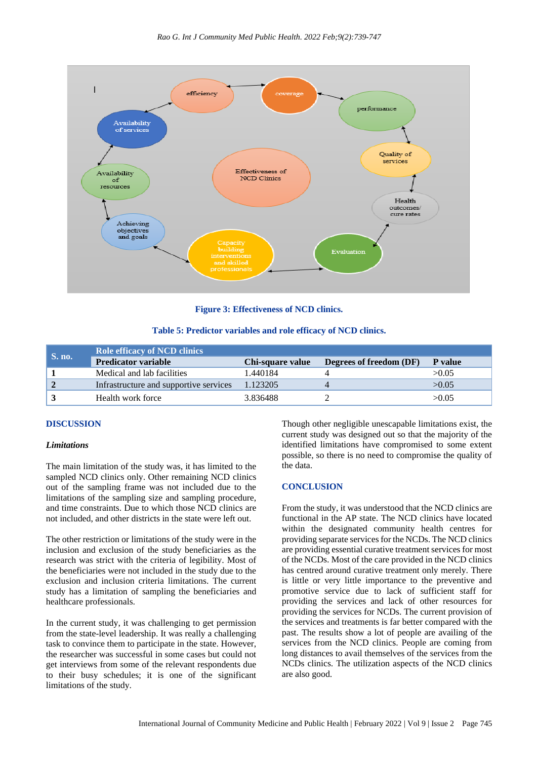Figure 3: Effectiveness of NCD clinics.

Table 5: Predictor variables and role efficacy of NCD clinics.

| S. no. | Role efficacy of NCD clinics | | | |
|---|---|---|---|---|
| | **Predicator variable** | **Chi-square value** | **Degrees of freedom (DF)** | **P value** |
| **1** | Medical and lab facilities | 1.440184 | 4 | >0.05 |
| **2** | Infrastructure and supportive services | 1.123205 | 4 | >0.05 |
| **3** | Health work force | 3.836488 | 2 | >0.05 |

## DISCUSSION

### *Limitations*

The main limitation of the study was, it has limited to the sampled NCD clinics only. Other remaining NCD clinics out of the sampling frame was not included due to the limitations of the sampling size and sampling procedure, and time constraints. Due to which those NCD clinics are not included, and other districts in the state were left out.

The other restriction or limitations of the study were in the inclusion and exclusion of the study beneficiaries as the research was strict with the criteria of legibility. Most of the beneficiaries were not included in the study due to the exclusion and inclusion criteria limitations. The current study has a limitation of sampling the beneficiaries and healthcare professionals.

In the current study, it was challenging to get permission from the state-level leadership. It was really a challenging task to convince them to participate in the state. However, the researcher was successful in some cases but could not get interviews from some of the relevant respondents due to their busy schedules; it is one of the significant limitations of the study.

Though other negligible unescapable limitations exist, the current study was designed out so that the majority of the identified limitations have compromised to some extent possible, so there is no need to compromise the quality of the data.

## CONCLUSION

From the study, it was understood that the NCD clinics are functional in the AP state. The NCD clinics have located within the designated community health centres for providing separate services for the NCDs. The NCD clinics are providing essential curative treatment services for most of the NCDs. Most of the care provided in the NCD clinics has centred around curative treatment only merely. There is little or very little importance to the preventive and promotive service due to lack of sufficient staff for providing the services and lack of other resources for providing the services for NCDs. The current provision of the services and treatments is far better compared with the past. The results show a lot of people are availing of the services from the NCD clinics. People are coming from long distances to avail themselves of the services from the NCDs clinics. The utilization aspects of the NCD clinics are also good.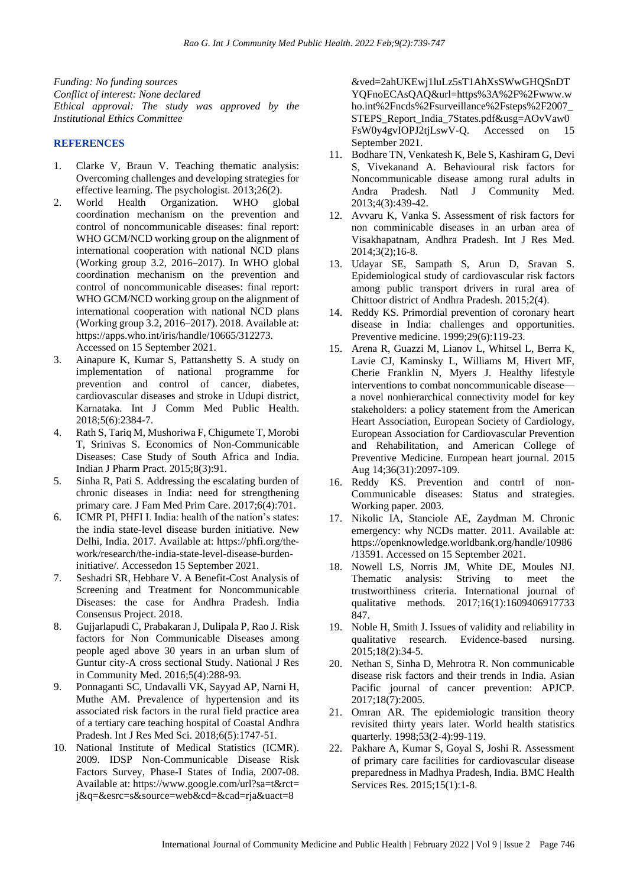*Funding: No funding sources*
*Conflict of interest: None declared*
*Ethical approval: The study was approved by the Institutional Ethics Committee*

## REFERENCES

1. Clarke V, Braun V. Teaching thematic analysis: Overcoming challenges and developing strategies for effective learning. The psychologist. 2013;26(2).
2. World Health Organization. WHO global coordination mechanism on the prevention and control of noncommunicable diseases: final report: WHO GCM/NCD working group on the alignment of international cooperation with national NCD plans (Working group 3.2, 2016–2017). In WHO global coordination mechanism on the prevention and control of noncommunicable diseases: final report: WHO GCM/NCD working group on the alignment of international cooperation with national NCD plans (Working group 3.2, 2016–2017). 2018. Available at: https://apps.who.int/iris/handle/10665/312273. Accessed on 15 September 2021.
3. Ainapure K, Kumar S, Pattanshetty S. A study on implementation of national programme for prevention and control of cancer, diabetes, cardiovascular diseases and stroke in Udupi district, Karnataka. Int J Comm Med Public Health. 2018;5(6):2384-7.
4. Rath S, Tariq M, Mushoriwa F, Chigumete T, Morobi T, Srinivas S. Economics of Non-Communicable Diseases: Case Study of South Africa and India. Indian J Pharm Pract. 2015;8(3):91.
5. Sinha R, Pati S. Addressing the escalating burden of chronic diseases in India: need for strengthening primary care. J Fam Med Prim Care. 2017;6(4):701.
6. ICMR PI, PHFI I. India: health of the nation's states: the india state-level disease burden initiative. New Delhi, India. 2017. Available at: https://phfi.org/the-work/research/the-india-state-level-disease-burden-initiative/. Accessedon 15 September 2021.
7. Seshadri SR, Hebbare V. A Benefit-Cost Analysis of Screening and Treatment for Noncommunicable Diseases: the case for Andhra Pradesh. India Consensus Project. 2018.
8. Gujjarlapudi C, Prabakaran J, Dulipala P, Rao J. Risk factors for Non Communicable Diseases among people aged above 30 years in an urban slum of Guntur city-A cross sectional Study. National J Res in Community Med. 2016;5(4):288-93.
9. Ponnaganti SC, Undavalli VK, Sayyad AP, Narni H, Muthe AM. Prevalence of hypertension and its associated risk factors in the rural field practice area of a tertiary care teaching hospital of Coastal Andhra Pradesh. Int J Res Med Sci. 2018;6(5):1747-51.
10. National Institute of Medical Statistics (ICMR). 2009. IDSP Non-Communicable Disease Risk Factors Survey, Phase-I States of India, 2007-08. Available at: https://www.google.com/url?sa=t&rct=j&q=&esrc=s&source=web&cd=&cad=rja&uact=8&ved=2ahUKEwj1luLz5sT1AhXsSWwGHQSnDTYQFnoECAsQAQ&url=https%3A%2F%2Fwww.who.int%2Fncds%2Fsurveillance%2Fsteps%2F2007_STEPS_Report_India_7States.pdf&usg=AOvVaw0FsW0y4gvIOPJ2tjLswV-Q. Accessed on 15 September 2021.
11. Bodhare TN, Venkatesh K, Bele S, Kashiram G, Devi S, Vivekanand A. Behavioural risk factors for Noncommunicable disease among rural adults in Andra Pradesh. Natl J Community Med. 2013;4(3):439-42.
12. Avvaru K, Vanka S. Assessment of risk factors for non comminicable diseases in an urban area of Visakhapatnam, Andhra Pradesh. Int J Res Med. 2014;3(2);16-8.
13. Udayar SE, Sampath S, Arun D, Sravan S. Epidemiological study of cardiovascular risk factors among public transport drivers in rural area of Chittoor district of Andhra Pradesh. 2015;2(4).
14. Reddy KS. Primordial prevention of coronary heart disease in India: challenges and opportunities. Preventive medicine. 1999;29(6):119-23.
15. Arena R, Guazzi M, Lianov L, Whitsel L, Berra K, Lavie CJ, Kaminsky L, Williams M, Hivert MF, Cherie Franklin N, Myers J. Healthy lifestyle interventions to combat noncommunicable disease—a novel nonhierarchical connectivity model for key stakeholders: a policy statement from the American Heart Association, European Society of Cardiology, European Association for Cardiovascular Prevention and Rehabilitation, and American College of Preventive Medicine. European heart journal. 2015 Aug 14;36(31):2097-109.
16. Reddy KS. Prevention and contrl of non-Communicable diseases: Status and strategies. Working paper. 2003.
17. Nikolic IA, Stanciole AE, Zaydman M. Chronic emergency: why NCDs matter. 2011. Available at: https://openknowledge.worldbank.org/handle/10986/13591. Accessed on 15 September 2021.
18. Nowell LS, Norris JM, White DE, Moules NJ. Thematic analysis: Striving to meet the trustworthiness criteria. International journal of qualitative methods. 2017;16(1):1609406917733847.
19. Noble H, Smith J. Issues of validity and reliability in qualitative research. Evidence-based nursing. 2015;18(2):34-5.
20. Nethan S, Sinha D, Mehrotra R. Non communicable disease risk factors and their trends in India. Asian Pacific journal of cancer prevention: APJCP. 2017;18(7):2005.
21. Omran AR. The epidemiologic transition theory revisited thirty years later. World health statistics quarterly. 1998;53(2-4):99-119.
22. Pakhare A, Kumar S, Goyal S, Joshi R. Assessment of primary care facilities for cardiovascular disease preparedness in Madhya Pradesh, India. BMC Health Services Res. 2015;15(1):1-8.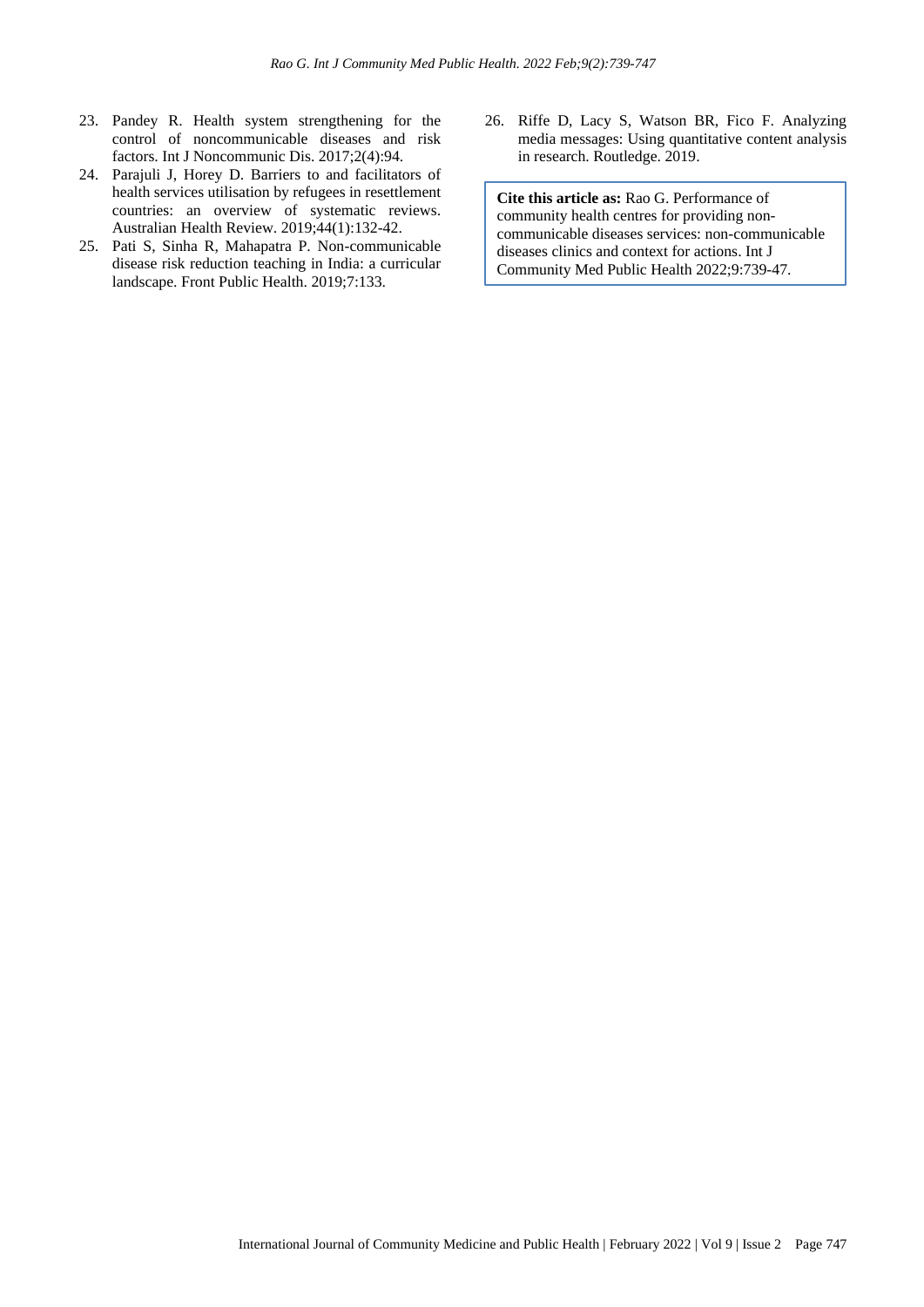23. Pandey R. Health system strengthening for the control of noncommunicable diseases and risk factors. Int J Noncommunic Dis. 2017;2(4):94.
24. Parajuli J, Horey D. Barriers to and facilitators of health services utilisation by refugees in resettlement countries: an overview of systematic reviews. Australian Health Review. 2019;44(1):132-42.
25. Pati S, Sinha R, Mahapatra P. Non-communicable disease risk reduction teaching in India: a curricular landscape. Front Public Health. 2019;7:133.
26. Riffe D, Lacy S, Watson BR, Fico F. Analyzing media messages: Using quantitative content analysis in research. Routledge. 2019.

**Cite this article as:** Rao G. Performance of community health centres for providing non-communicable diseases services: non-communicable diseases clinics and context for actions. Int J Community Med Public Health 2022;9:739-47.